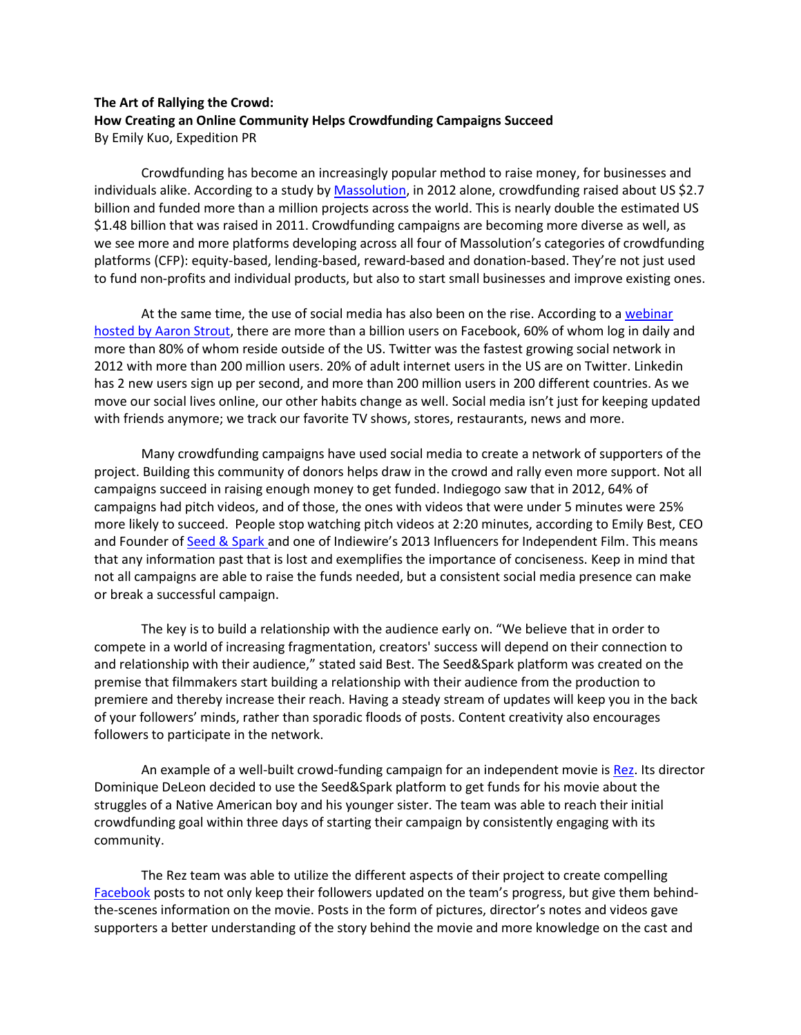**The Art of Rallying the Crowd:**
**How Creating an Online Community Helps Crowdfunding Campaigns Succeed**
By Emily Kuo, Expedition PR

Crowdfunding has become an increasingly popular method to raise money, for businesses and individuals alike. According to a study by Massolution, in 2012 alone, crowdfunding raised about US $2.7 billion and funded more than a million projects across the world. This is nearly double the estimated US $1.48 billion that was raised in 2011. Crowdfunding campaigns are becoming more diverse as well, as we see more and more platforms developing across all four of Massolution's categories of crowdfunding platforms (CFP): equity-based, lending-based, reward-based and donation-based. They're not just used to fund non-profits and individual products, but also to start small businesses and improve existing ones.

At the same time, the use of social media has also been on the rise. According to a webinar hosted by Aaron Strout, there are more than a billion users on Facebook, 60% of whom log in daily and more than 80% of whom reside outside of the US. Twitter was the fastest growing social network in 2012 with more than 200 million users. 20% of adult internet users in the US are on Twitter. Linkedin has 2 new users sign up per second, and more than 200 million users in 200 different countries. As we move our social lives online, our other habits change as well. Social media isn't just for keeping updated with friends anymore; we track our favorite TV shows, stores, restaurants, news and more.

Many crowdfunding campaigns have used social media to create a network of supporters of the project. Building this community of donors helps draw in the crowd and rally even more support. Not all campaigns succeed in raising enough money to get funded. Indiegogo saw that in 2012, 64% of campaigns had pitch videos, and of those, the ones with videos that were under 5 minutes were 25% more likely to succeed. People stop watching pitch videos at 2:20 minutes, according to Emily Best, CEO and Founder of Seed & Spark and one of Indiewire's 2013 Influencers for Independent Film. This means that any information past that is lost and exemplifies the importance of conciseness. Keep in mind that not all campaigns are able to raise the funds needed, but a consistent social media presence can make or break a successful campaign.

The key is to build a relationship with the audience early on. "We believe that in order to compete in a world of increasing fragmentation, creators' success will depend on their connection to and relationship with their audience," stated said Best. The Seed&Spark platform was created on the premise that filmmakers start building a relationship with their audience from the production to premiere and thereby increase their reach. Having a steady stream of updates will keep you in the back of your followers' minds, rather than sporadic floods of posts. Content creativity also encourages followers to participate in the network.

An example of a well-built crowd-funding campaign for an independent movie is Rez. Its director Dominique DeLeon decided to use the Seed&Spark platform to get funds for his movie about the struggles of a Native American boy and his younger sister. The team was able to reach their initial crowdfunding goal within three days of starting their campaign by consistently engaging with its community.

The Rez team was able to utilize the different aspects of their project to create compelling Facebook posts to not only keep their followers updated on the team's progress, but give them behind-the-scenes information on the movie. Posts in the form of pictures, director's notes and videos gave supporters a better understanding of the story behind the movie and more knowledge on the cast and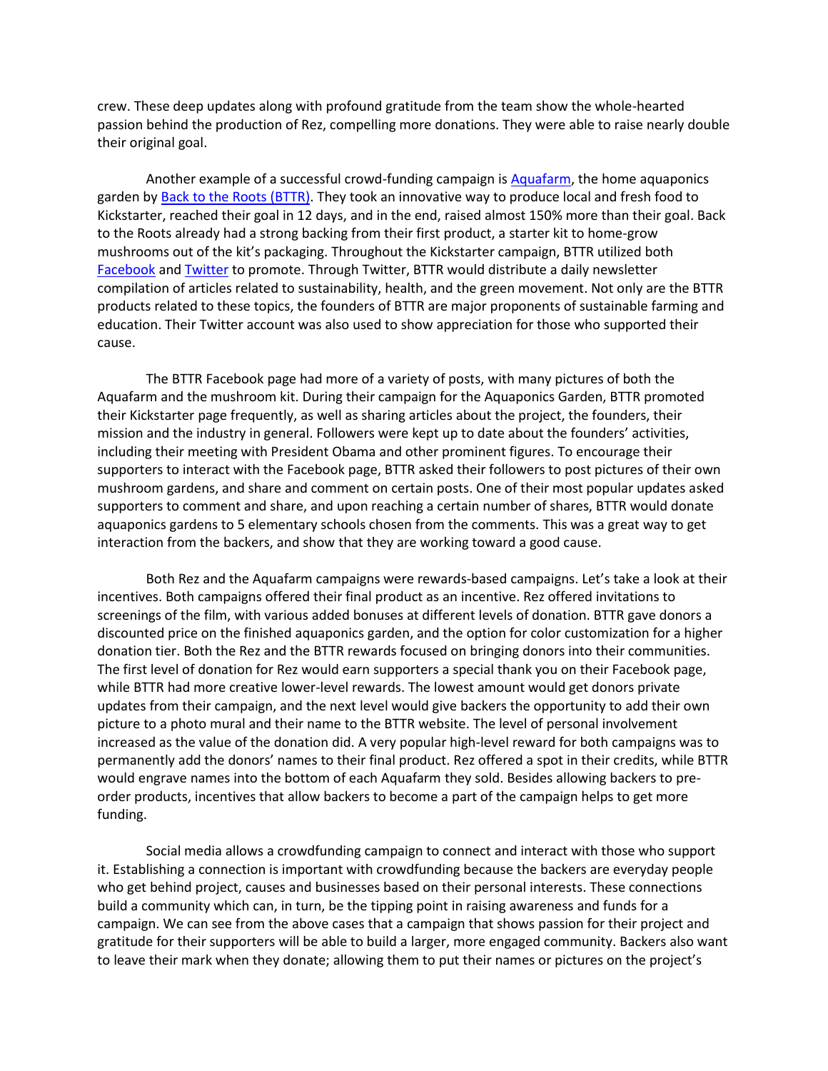crew. These deep updates along with profound gratitude from the team show the whole-hearted passion behind the production of Rez, compelling more donations. They were able to raise nearly double their original goal.

Another example of a successful crowd-funding campaign is [Aquafarm](), the home aquaponics garden by [Back to the Roots (BTTR)](). They took an innovative way to produce local and fresh food to Kickstarter, reached their goal in 12 days, and in the end, raised almost 150% more than their goal. Back to the Roots already had a strong backing from their first product, a starter kit to home-grow mushrooms out of the kit's packaging. Throughout the Kickstarter campaign, BTTR utilized both [Facebook]() and [Twitter]() to promote. Through Twitter, BTTR would distribute a daily newsletter compilation of articles related to sustainability, health, and the green movement. Not only are the BTTR products related to these topics, the founders of BTTR are major proponents of sustainable farming and education. Their Twitter account was also used to show appreciation for those who supported their cause.

The BTTR Facebook page had more of a variety of posts, with many pictures of both the Aquafarm and the mushroom kit. During their campaign for the Aquaponics Garden, BTTR promoted their Kickstarter page frequently, as well as sharing articles about the project, the founders, their mission and the industry in general. Followers were kept up to date about the founders' activities, including their meeting with President Obama and other prominent figures. To encourage their supporters to interact with the Facebook page, BTTR asked their followers to post pictures of their own mushroom gardens, and share and comment on certain posts. One of their most popular updates asked supporters to comment and share, and upon reaching a certain number of shares, BTTR would donate aquaponics gardens to 5 elementary schools chosen from the comments. This was a great way to get interaction from the backers, and show that they are working toward a good cause.

Both Rez and the Aquafarm campaigns were rewards-based campaigns. Let's take a look at their incentives. Both campaigns offered their final product as an incentive. Rez offered invitations to screenings of the film, with various added bonuses at different levels of donation. BTTR gave donors a discounted price on the finished aquaponics garden, and the option for color customization for a higher donation tier. Both the Rez and the BTTR rewards focused on bringing donors into their communities. The first level of donation for Rez would earn supporters a special thank you on their Facebook page, while BTTR had more creative lower-level rewards. The lowest amount would get donors private updates from their campaign, and the next level would give backers the opportunity to add their own picture to a photo mural and their name to the BTTR website. The level of personal involvement increased as the value of the donation did. A very popular high-level reward for both campaigns was to permanently add the donors' names to their final product. Rez offered a spot in their credits, while BTTR would engrave names into the bottom of each Aquafarm they sold. Besides allowing backers to pre-order products, incentives that allow backers to become a part of the campaign helps to get more funding.

Social media allows a crowdfunding campaign to connect and interact with those who support it. Establishing a connection is important with crowdfunding because the backers are everyday people who get behind project, causes and businesses based on their personal interests. These connections build a community which can, in turn, be the tipping point in raising awareness and funds for a campaign. We can see from the above cases that a campaign that shows passion for their project and gratitude for their supporters will be able to build a larger, more engaged community. Backers also want to leave their mark when they donate; allowing them to put their names or pictures on the project's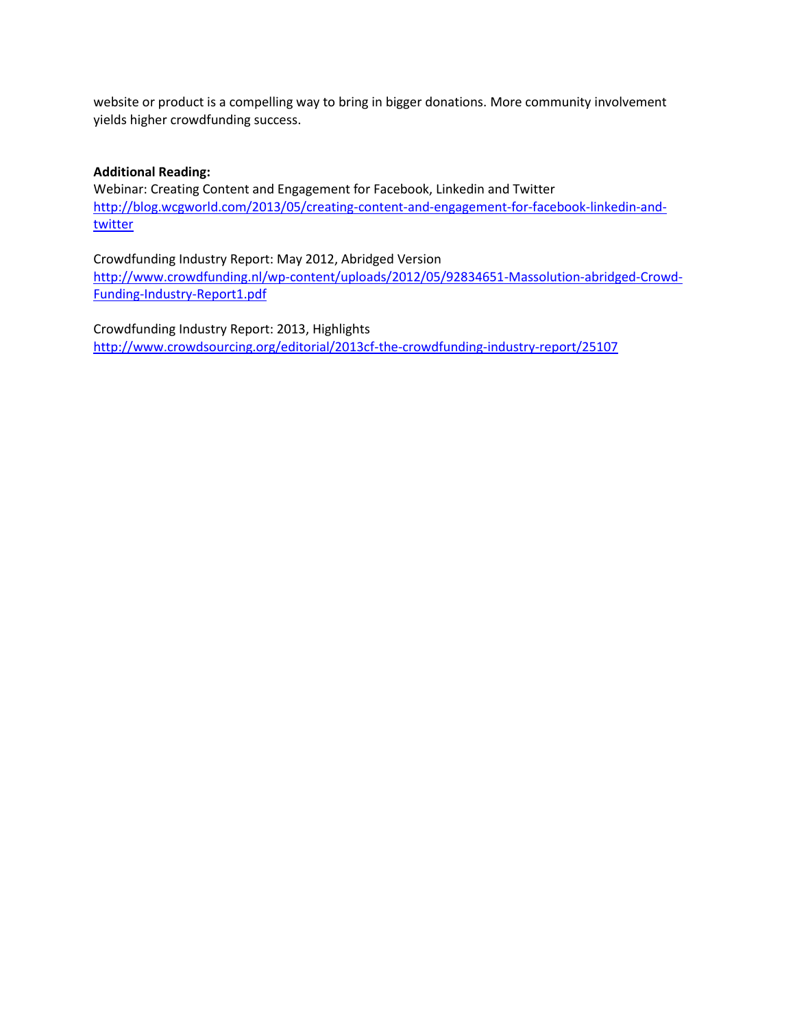website or product is a compelling way to bring in bigger donations. More community involvement yields higher crowdfunding success.

**Additional Reading:**

Webinar: Creating Content and Engagement for Facebook, Linkedin and Twitter
http://blog.wcgworld.com/2013/05/creating-content-and-engagement-for-facebook-linkedin-and-twitter

Crowdfunding Industry Report: May 2012, Abridged Version
http://www.crowdfunding.nl/wp-content/uploads/2012/05/92834651-Massolution-abridged-Crowd-Funding-Industry-Report1.pdf

Crowdfunding Industry Report: 2013, Highlights
http://www.crowdsourcing.org/editorial/2013cf-the-crowdfunding-industry-report/25107